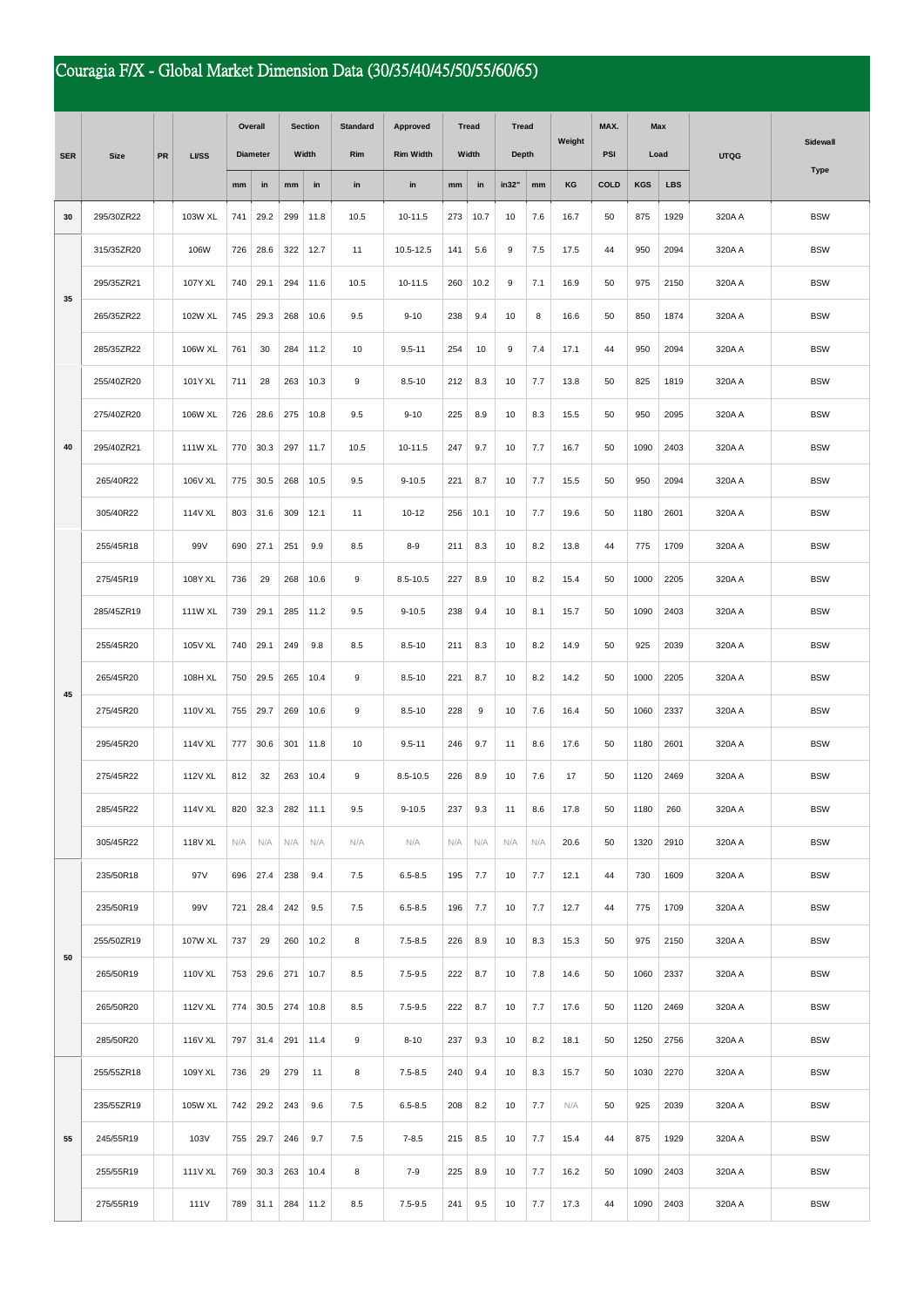# Couragia F/X - Global Market Dimension Data (30/35/40/45/50/55/60/65)

| SER | Size | PR | LI/SS | Overall Diameter | | Section Width | | Standard Rim | Approved Rim Width | Tread Width | | Tread Depth | | Weight | MAX. PSI | Max Load | | UTQG | Sidewall Type |
|---|---|---|---|---|---|---|---|---|---|---|---|---|---|---|---|---|---|---|---|
| | | | | mm | in | mm | in | in | in | mm | in | in32" | mm | KG | COLD | KGS | LBS | | |
| 30 | 295/30ZR22 | | 103W XL | 741 | 29.2 | 299 | 11.8 | 10.5 | 10-11.5 | 273 | 10.7 | 10 | 7.6 | 16.7 | 50 | 875 | 1929 | 320A A | BSW |
| 35 | 315/35ZR20 | | 106W | 726 | 28.6 | 322 | 12.7 | 11 | 10.5-12.5 | 141 | 5.6 | 9 | 7.5 | 17.5 | 44 | 950 | 2094 | 320A A | BSW |
| | 295/35ZR21 | | 107Y XL | 740 | 29.1 | 294 | 11.6 | 10.5 | 10-11.5 | 260 | 10.2 | 9 | 7.1 | 16.9 | 50 | 975 | 2150 | 320A A | BSW |
| | 265/35ZR22 | | 102W XL | 745 | 29.3 | 268 | 10.6 | 9.5 | 9-10 | 238 | 9.4 | 10 | 8 | 16.6 | 50 | 850 | 1874 | 320A A | BSW |
| | 285/35ZR22 | | 106W XL | 761 | 30 | 284 | 11.2 | 10 | 9.5-11 | 254 | 10 | 9 | 7.4 | 17.1 | 44 | 950 | 2094 | 320A A | BSW |
| 40 | 255/40ZR20 | | 101Y XL | 711 | 28 | 263 | 10.3 | 9 | 8.5-10 | 212 | 8.3 | 10 | 7.7 | 13.8 | 50 | 825 | 1819 | 320A A | BSW |
| | 275/40ZR20 | | 106W XL | 726 | 28.6 | 275 | 10.8 | 9.5 | 9-10 | 225 | 8.9 | 10 | 8.3 | 15.5 | 50 | 950 | 2095 | 320A A | BSW |
| | 295/40ZR21 | | 111W XL | 770 | 30.3 | 297 | 11.7 | 10.5 | 10-11.5 | 247 | 9.7 | 10 | 7.7 | 16.7 | 50 | 1090 | 2403 | 320A A | BSW |
| | 265/40R22 | | 106V XL | 775 | 30.5 | 268 | 10.5 | 9.5 | 9-10.5 | 221 | 8.7 | 10 | 7.7 | 15.5 | 50 | 950 | 2094 | 320A A | BSW |
| | 305/40R22 | | 114V XL | 803 | 31.6 | 309 | 12.1 | 11 | 10-12 | 256 | 10.1 | 10 | 7.7 | 19.6 | 50 | 1180 | 2601 | 320A A | BSW |
| 45 | 255/45R18 | | 99V | 690 | 27.1 | 251 | 9.9 | 8.5 | 8-9 | 211 | 8.3 | 10 | 8.2 | 13.8 | 44 | 775 | 1709 | 320A A | BSW |
| | 275/45R19 | | 108Y XL | 736 | 29 | 268 | 10.6 | 9 | 8.5-10.5 | 227 | 8.9 | 10 | 8.2 | 15.4 | 50 | 1000 | 2205 | 320A A | BSW |
| | 285/45ZR19 | | 111W XL | 739 | 29.1 | 285 | 11.2 | 9.5 | 9-10.5 | 238 | 9.4 | 10 | 8.1 | 15.7 | 50 | 1090 | 2403 | 320A A | BSW |
| | 255/45R20 | | 105V XL | 740 | 29.1 | 249 | 9.8 | 8.5 | 8.5-10 | 211 | 8.3 | 10 | 8.2 | 14.9 | 50 | 925 | 2039 | 320A A | BSW |
| | 265/45R20 | | 108H XL | 750 | 29.5 | 265 | 10.4 | 9 | 8.5-10 | 221 | 8.7 | 10 | 8.2 | 14.2 | 50 | 1000 | 2205 | 320A A | BSW |
| | 275/45R20 | | 110V XL | 755 | 29.7 | 269 | 10.6 | 9 | 8.5-10 | 228 | 9 | 10 | 7.6 | 16.4 | 50 | 1060 | 2337 | 320A A | BSW |
| | 295/45R20 | | 114V XL | 777 | 30.6 | 301 | 11.8 | 10 | 9.5-11 | 246 | 9.7 | 11 | 8.6 | 17.6 | 50 | 1180 | 2601 | 320A A | BSW |
| | 275/45R22 | | 112V XL | 812 | 32 | 263 | 10.4 | 9 | 8.5-10.5 | 226 | 8.9 | 10 | 7.6 | 17 | 50 | 1120 | 2469 | 320A A | BSW |
| | 285/45R22 | | 114V XL | 820 | 32.3 | 282 | 11.1 | 9.5 | 9-10.5 | 237 | 9.3 | 11 | 8.6 | 17.8 | 50 | 1180 | 260 | 320A A | BSW |
| | 305/45R22 | | 118V XL | N/A | N/A | N/A | N/A | N/A | N/A | N/A | N/A | N/A | N/A | 20.6 | 50 | 1320 | 2910 | 320A A | BSW |
| 50 | 235/50R18 | | 97V | 696 | 27.4 | 238 | 9.4 | 7.5 | 6.5-8.5 | 195 | 7.7 | 10 | 7.7 | 12.1 | 44 | 730 | 1609 | 320A A | BSW |
| | 235/50R19 | | 99V | 721 | 28.4 | 242 | 9.5 | 7.5 | 6.5-8.5 | 196 | 7.7 | 10 | 7.7 | 12.7 | 44 | 775 | 1709 | 320A A | BSW |
| | 255/50ZR19 | | 107W XL | 737 | 29 | 260 | 10.2 | 8 | 7.5-8.5 | 226 | 8.9 | 10 | 8.3 | 15.3 | 50 | 975 | 2150 | 320A A | BSW |
| | 265/50R19 | | 110V XL | 753 | 29.6 | 271 | 10.7 | 8.5 | 7.5-9.5 | 222 | 8.7 | 10 | 7.8 | 14.6 | 50 | 1060 | 2337 | 320A A | BSW |
| | 265/50R20 | | 112V XL | 774 | 30.5 | 274 | 10.8 | 8.5 | 7.5-9.5 | 222 | 8.7 | 10 | 7.7 | 17.6 | 50 | 1120 | 2469 | 320A A | BSW |
| | 285/50R20 | | 116V XL | 797 | 31.4 | 291 | 11.4 | 9 | 8-10 | 237 | 9.3 | 10 | 8.2 | 18.1 | 50 | 1250 | 2756 | 320A A | BSW |
| 55 | 255/55ZR18 | | 109Y XL | 736 | 29 | 279 | 11 | 8 | 7.5-8.5 | 240 | 9.4 | 10 | 8.3 | 15.7 | 50 | 1030 | 2270 | 320A A | BSW |
| | 235/55ZR19 | | 105W XL | 742 | 29.2 | 243 | 9.6 | 7.5 | 6.5-8.5 | 208 | 8.2 | 10 | 7.7 | N/A | 50 | 925 | 2039 | 320A A | BSW |
| | 245/55R19 | | 103V | 755 | 29.7 | 246 | 9.7 | 7.5 | 7-8.5 | 215 | 8.5 | 10 | 7.7 | 15.4 | 44 | 875 | 1929 | 320A A | BSW |
| | 255/55R19 | | 111V XL | 769 | 30.3 | 263 | 10.4 | 8 | 7-9 | 225 | 8.9 | 10 | 7.7 | 16.2 | 50 | 1090 | 2403 | 320A A | BSW |
| | 275/55R19 | | 111V | 789 | 31.1 | 284 | 11.2 | 8.5 | 7.5-9.5 | 241 | 9.5 | 10 | 7.7 | 17.3 | 44 | 1090 | 2403 | 320A A | BSW |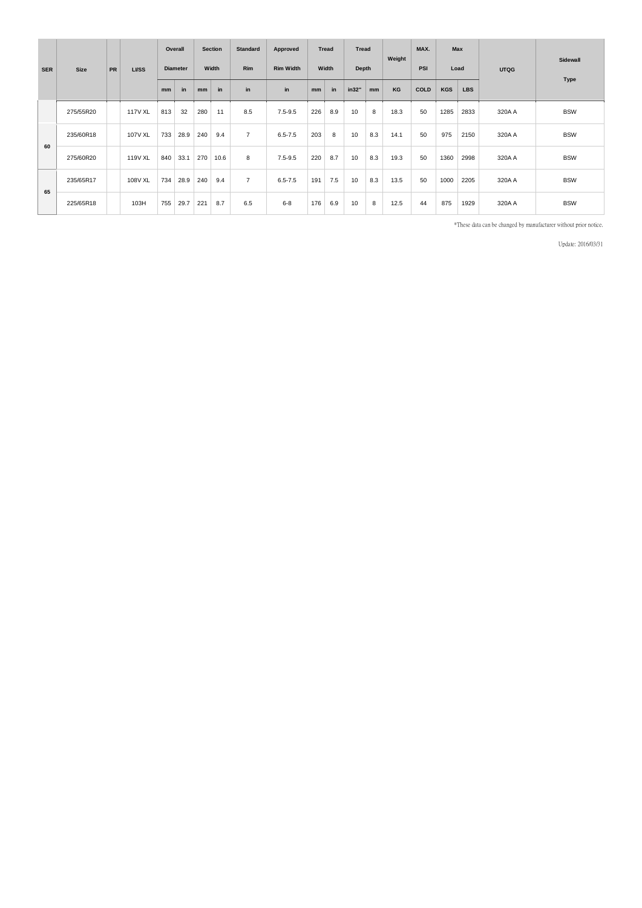| SER | Size | PR | LI/SS | Overall Diameter | | Section Width | | Standard Rim | Approved Rim Width | Tread Width | | Tread Depth | | Weight | MAX. PSI | Max Load | | UTQG | Sidewall Type |
|---|---|---|---|---|---|---|---|---|---|---|---|---|---|---|---|---|---|---|---|
| | | | | mm | in | mm | in | in | in | mm | in | in32" | mm | KG | COLD | KGS | LBS | | |
| | 275/55R20 | | 117V XL | 813 | 32 | 280 | 11 | 8.5 | 7.5-9.5 | 226 | 8.9 | 10 | 8 | 18.3 | 50 | 1285 | 2833 | 320A A | BSW |
| 60 | 235/60R18 | | 107V XL | 733 | 28.9 | 240 | 9.4 | 7 | 6.5-7.5 | 203 | 8 | 10 | 8.3 | 14.1 | 50 | 975 | 2150 | 320A A | BSW |
| | 275/60R20 | | 119V XL | 840 | 33.1 | 270 | 10.6 | 8 | 7.5-9.5 | 220 | 8.7 | 10 | 8.3 | 19.3 | 50 | 1360 | 2998 | 320A A | BSW |
| 65 | 235/65R17 | | 108V XL | 734 | 28.9 | 240 | 9.4 | 7 | 6.5-7.5 | 191 | 7.5 | 10 | 8.3 | 13.5 | 50 | 1000 | 2205 | 320A A | BSW |
| | 225/65R18 | | 103H | 755 | 29.7 | 221 | 8.7 | 6.5 | 6-8 | 176 | 6.9 | 10 | 8 | 12.5 | 44 | 875 | 1929 | 320A A | BSW |

*These data can be changed by manufacturer without prior notice.

Update: 2016/03/31